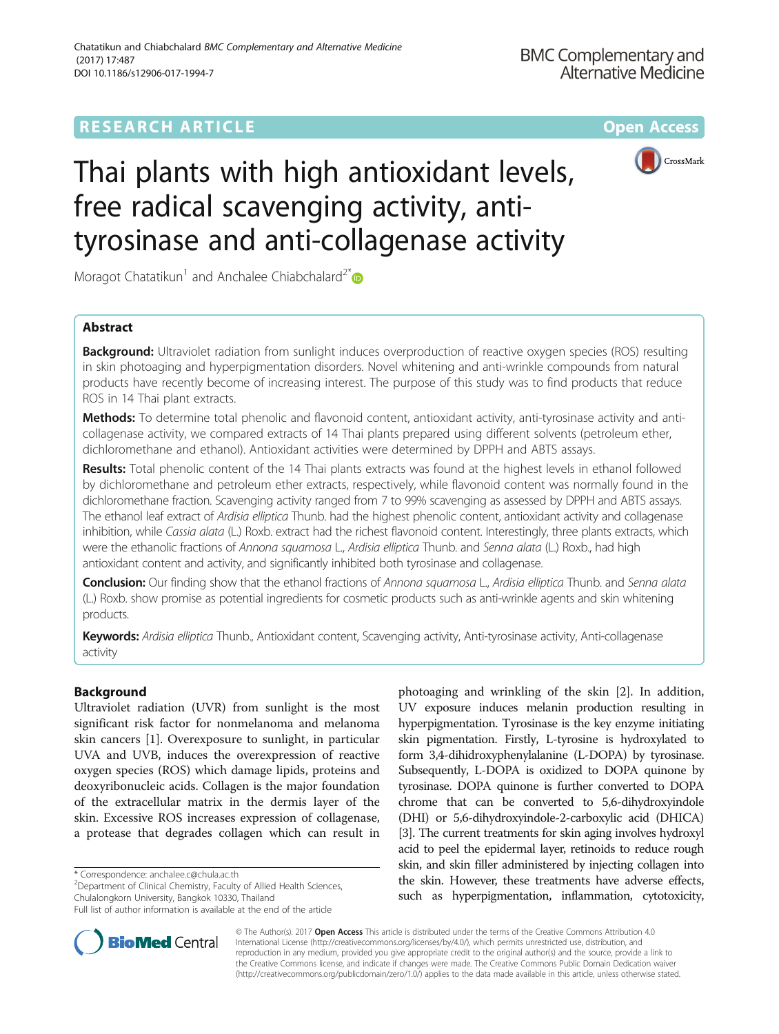RESEARCH ARTICLE Open Access

# Thai plants with high antioxidant levels, free radical scavenging activity, anti-tyrosinase and anti-collagenase activity

Moragot Chatatikun[1] and Anchalee Chiabchalard[2*]

## Abstract

**Background:** Ultraviolet radiation from sunlight induces overproduction of reactive oxygen species (ROS) resulting in skin photoaging and hyperpigmentation disorders. Novel whitening and anti-wrinkle compounds from natural products have recently become of increasing interest. The purpose of this study was to find products that reduce ROS in 14 Thai plant extracts.

**Methods:** To determine total phenolic and flavonoid content, antioxidant activity, anti-tyrosinase activity and anti-collagenase activity, we compared extracts of 14 Thai plants prepared using different solvents (petroleum ether, dichloromethane and ethanol). Antioxidant activities were determined by DPPH and ABTS assays.

**Results:** Total phenolic content of the 14 Thai plants extracts was found at the highest levels in ethanol followed by dichloromethane and petroleum ether extracts, respectively, while flavonoid content was normally found in the dichloromethane fraction. Scavenging activity ranged from 7 to 99% scavenging as assessed by DPPH and ABTS assays. The ethanol leaf extract of *Ardisia elliptica* Thunb. had the highest phenolic content, antioxidant activity and collagenase inhibition, while *Cassia alata* (L.) Roxb. extract had the richest flavonoid content. Interestingly, three plants extracts, which were the ethanolic fractions of *Annona squamosa* L., *Ardisia elliptica* Thunb. and *Senna alata* (L.) Roxb., had high antioxidant content and activity, and significantly inhibited both tyrosinase and collagenase.

**Conclusion:** Our finding show that the ethanol fractions of *Annona squamosa* L., *Ardisia elliptica* Thunb. and *Senna alata* (L.) Roxb. show promise as potential ingredients for cosmetic products such as anti-wrinkle agents and skin whitening products.

**Keywords:** *Ardisia elliptica* Thunb., Antioxidant content, Scavenging activity, Anti-tyrosinase activity, Anti-collagenase activity

## Background

Ultraviolet radiation (UVR) from sunlight is the most significant risk factor for nonmelanoma and melanoma skin cancers [1]. Overexposure to sunlight, in particular UVA and UVB, induces the overexpression of reactive oxygen species (ROS) which damage lipids, proteins and deoxyribonucleic acids. Collagen is the major foundation of the extracellular matrix in the dermis layer of the skin. Excessive ROS increases expression of collagenase, a protease that degrades collagen which can result in photoaging and wrinkling of the skin [2]. In addition, UV exposure induces melanin production resulting in hyperpigmentation. Tyrosinase is the key enzyme initiating skin pigmentation. Firstly, L-tyrosine is hydroxylated to form 3,4-dihidroxyphenylalanine (L-DOPA) by tyrosinase. Subsequently, L-DOPA is oxidized to DOPA quinone by tyrosinase. DOPA quinone is further converted to DOPA chrome that can be converted to 5,6-dihydroxyindole (DHI) or 5,6-dihydroxyindole-2-carboxylic acid (DHICA) [3]. The current treatments for skin aging involves hydroxyl acid to peel the epidermal layer, retinoids to reduce rough skin, and skin filler administered by injecting collagen into the skin. However, these treatments have adverse effects, such as hyperpigmentation, inflammation, cytotoxicity,

\* Correspondence: anchalee.c@chula.ac.th
[2]Department of Clinical Chemistry, Faculty of Allied Health Sciences, Chulalongkorn University, Bangkok 10330, Thailand
Full list of author information is available at the end of the article

© The Author(s). 2017 **Open Access** This article is distributed under the terms of the Creative Commons Attribution 4.0 International License (http://creativecommons.org/licenses/by/4.0/), which permits unrestricted use, distribution, and reproduction in any medium, provided you give appropriate credit to the original author(s) and the source, provide a link to the Creative Commons license, and indicate if changes were made. The Creative Commons Public Domain Dedication waiver (http://creativecommons.org/publicdomain/zero/1.0/) applies to the data made available in this article, unless otherwise stated.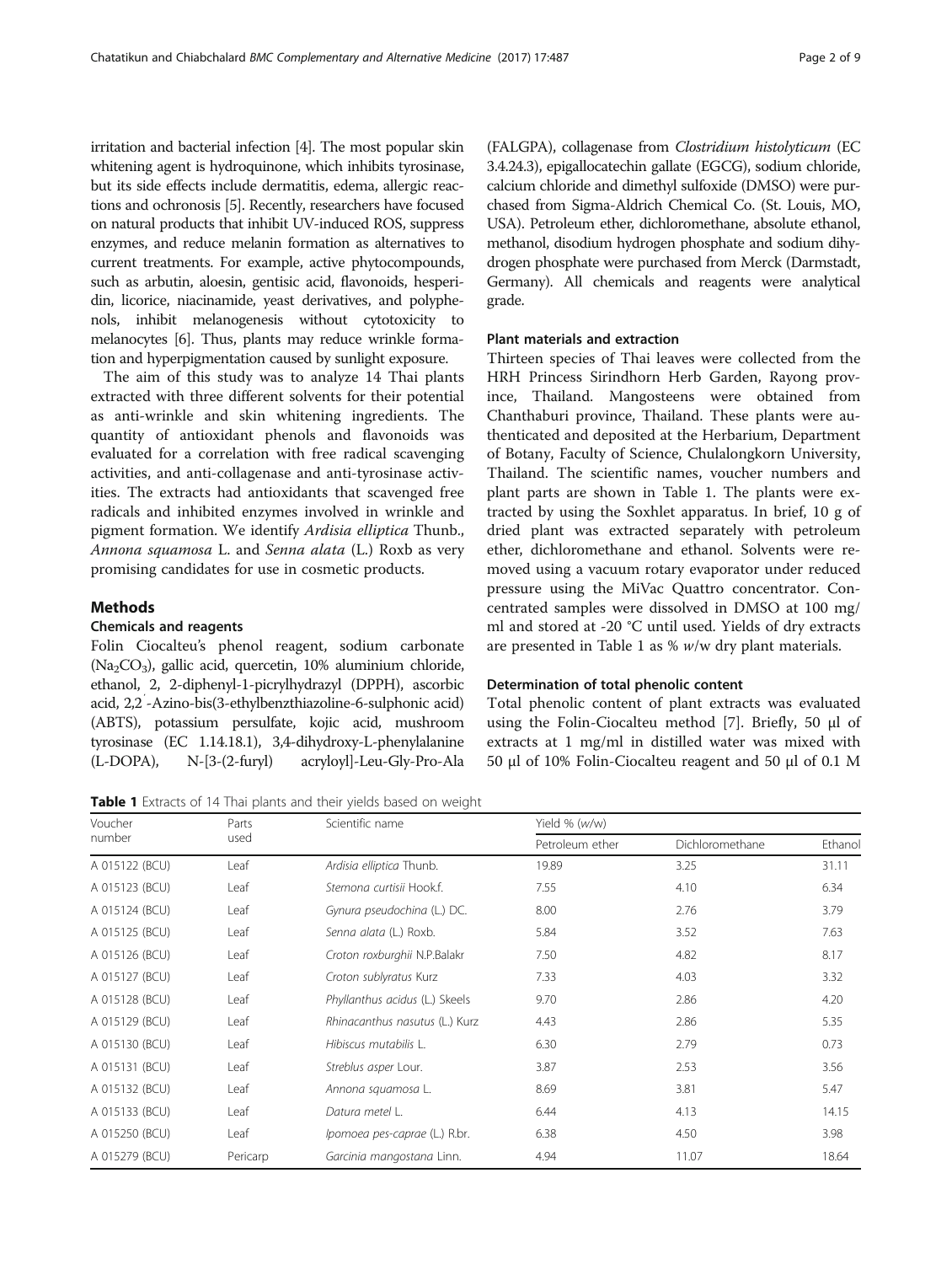irritation and bacterial infection [4]. The most popular skin whitening agent is hydroquinone, which inhibits tyrosinase, but its side effects include dermatitis, edema, allergic reactions and ochronosis [5]. Recently, researchers have focused on natural products that inhibit UV-induced ROS, suppress enzymes, and reduce melanin formation as alternatives to current treatments. For example, active phytocompounds, such as arbutin, aloesin, gentisic acid, flavonoids, hesperidin, licorice, niacinamide, yeast derivatives, and polyphenols, inhibit melanogenesis without cytotoxicity to melanocytes [6]. Thus, plants may reduce wrinkle formation and hyperpigmentation caused by sunlight exposure.

The aim of this study was to analyze 14 Thai plants extracted with three different solvents for their potential as anti-wrinkle and skin whitening ingredients. The quantity of antioxidant phenols and flavonoids was evaluated for a correlation with free radical scavenging activities, and anti-collagenase and anti-tyrosinase activities. The extracts had antioxidants that scavenged free radicals and inhibited enzymes involved in wrinkle and pigment formation. We identify *Ardisia elliptica* Thunb., *Annona squamosa* L. and *Senna alata* (L.) Roxb as very promising candidates for use in cosmetic products.

## Methods

### Chemicals and reagents

Folin Ciocalteu's phenol reagent, sodium carbonate ($Na_2CO_3$), gallic acid, quercetin, 10% aluminium chloride, ethanol, 2, 2-diphenyl-1-picrylhydrazyl (DPPH), ascorbic acid, 2,2′-Azino-bis(3-ethylbenzthiazoline-6-sulphonic acid) (ABTS), potassium persulfate, kojic acid, mushroom tyrosinase (EC 1.14.18.1), 3,4-dihydroxy-L-phenylalanine (L-DOPA), N-[3-(2-furyl) acryloyl]-Leu-Gly-Pro-Ala (FALGPA), collagenase from *Clostridium histolyticum* (EC 3.4.24.3), epigallocatechin gallate (EGCG), sodium chloride, calcium chloride and dimethyl sulfoxide (DMSO) were purchased from Sigma-Aldrich Chemical Co. (St. Louis, MO, USA). Petroleum ether, dichloromethane, absolute ethanol, methanol, disodium hydrogen phosphate and sodium dihydrogen phosphate were purchased from Merck (Darmstadt, Germany). All chemicals and reagents were analytical grade.

### Plant materials and extraction

Thirteen species of Thai leaves were collected from the HRH Princess Sirindhorn Herb Garden, Rayong province, Thailand. Mangosteens were obtained from Chanthaburi province, Thailand. These plants were authenticated and deposited at the Herbarium, Department of Botany, Faculty of Science, Chulalongkorn University, Thailand. The scientific names, voucher numbers and plant parts are shown in Table 1. The plants were extracted by using the Soxhlet apparatus. In brief, 10 g of dried plant was extracted separately with petroleum ether, dichloromethane and ethanol. Solvents were removed using a vacuum rotary evaporator under reduced pressure using the MiVac Quattro concentrator. Concentrated samples were dissolved in DMSO at 100 mg/ml and stored at -20 °C until used. Yields of dry extracts are presented in Table 1 as % *w*/w dry plant materials.

### Determination of total phenolic content

Total phenolic content of plant extracts was evaluated using the Folin-Ciocalteu method [7]. Briefly, 50 μl of extracts at 1 mg/ml in distilled water was mixed with 50 μl of 10% Folin-Ciocalteu reagent and 50 μl of 0.1 M

**Table 1** Extracts of 14 Thai plants and their yields based on weight

| Voucher number | Parts used | Scientific name | Yield % (*w*/w) | | |
|---|---|---|---|---|---|
| | | | Petroleum ether | Dichloromethane | Ethanol |
| A 015122 (BCU) | Leaf | *Ardisia elliptica* Thunb. | 19.89 | 3.25 | 31.11 |
| A 015123 (BCU) | Leaf | *Stemona curtisii* Hook.f. | 7.55 | 4.10 | 6.34 |
| A 015124 (BCU) | Leaf | *Gynura pseudochina* (L.) DC. | 8.00 | 2.76 | 3.79 |
| A 015125 (BCU) | Leaf | *Senna alata* (L.) Roxb. | 5.84 | 3.52 | 7.63 |
| A 015126 (BCU) | Leaf | *Croton roxburghii* N.P.Balakr | 7.50 | 4.82 | 8.17 |
| A 015127 (BCU) | Leaf | *Croton sublyratus* Kurz | 7.33 | 4.03 | 3.32 |
| A 015128 (BCU) | Leaf | *Phyllanthus acidus* (L.) Skeels | 9.70 | 2.86 | 4.20 |
| A 015129 (BCU) | Leaf | *Rhinacanthus nasutus* (L.) Kurz | 4.43 | 2.86 | 5.35 |
| A 015130 (BCU) | Leaf | *Hibiscus mutabilis* L. | 6.30 | 2.79 | 0.73 |
| A 015131 (BCU) | Leaf | *Streblus asper* Lour. | 3.87 | 2.53 | 3.56 |
| A 015132 (BCU) | Leaf | *Annona squamosa* L. | 8.69 | 3.81 | 5.47 |
| A 015133 (BCU) | Leaf | *Datura metel* L. | 6.44 | 4.13 | 14.15 |
| A 015250 (BCU) | Leaf | *Ipomoea pes-caprae* (L.) R.br. | 6.38 | 4.50 | 3.98 |
| A 015279 (BCU) | Pericarp | *Garcinia mangostana* Linn. | 4.94 | 11.07 | 18.64 |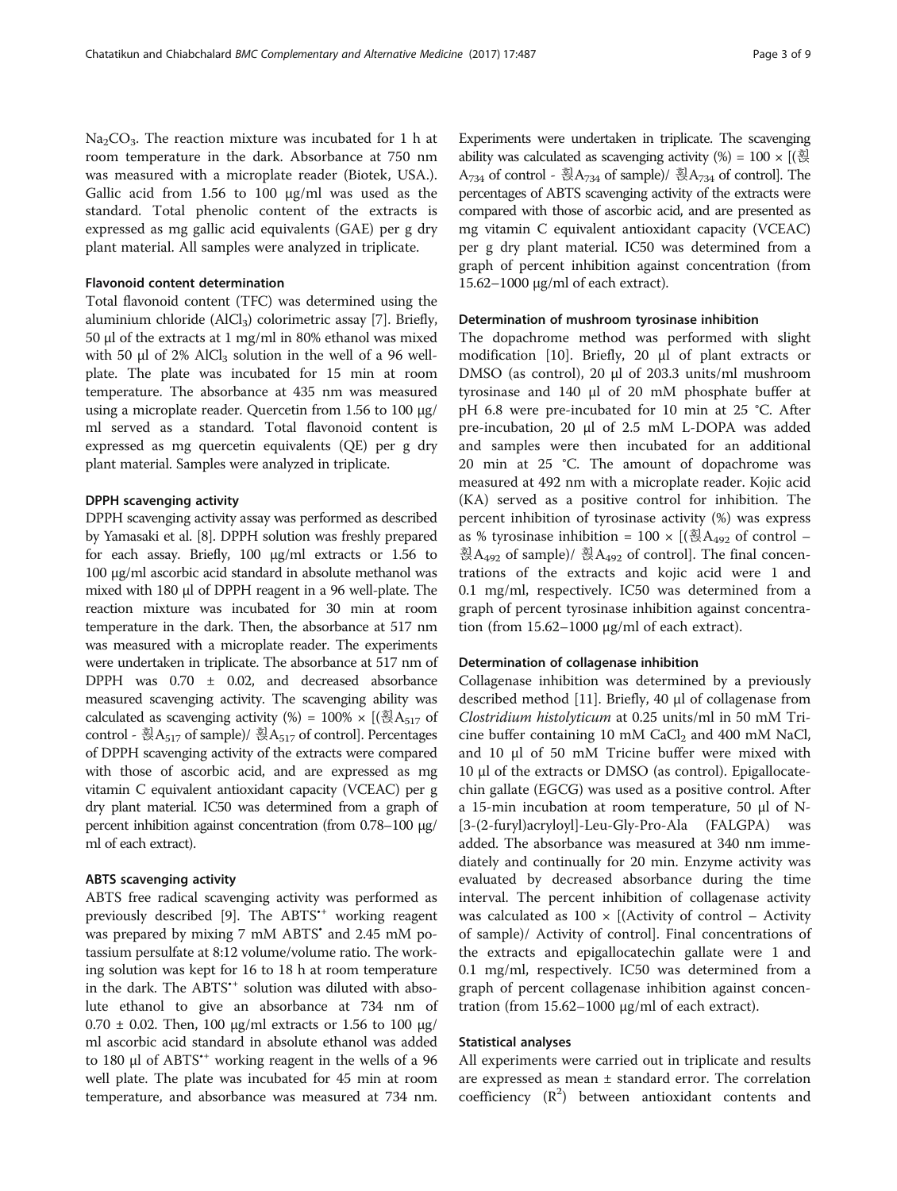$Na_2CO_3$. The reaction mixture was incubated for 1 h at room temperature in the dark. Absorbance at 750 nm was measured with a microplate reader (Biotek, USA.). Gallic acid from 1.56 to 100 μg/ml was used as the standard. Total phenolic content of the extracts is expressed as mg gallic acid equivalents (GAE) per g dry plant material. All samples were analyzed in triplicate.

### Flavonoid content determination

Total flavonoid content (TFC) was determined using the aluminium chloride ($AlCl_3$) colorimetric assay [7]. Briefly, 50 μl of the extracts at 1 mg/ml in 80% ethanol was mixed with 50 μl of 2% $AlCl_3$ solution in the well of a 96 well-plate. The plate was incubated for 15 min at room temperature. The absorbance at 435 nm was measured using a microplate reader. Quercetin from 1.56 to 100 μg/ml served as a standard. Total flavonoid content is expressed as mg quercetin equivalents (QE) per g dry plant material. Samples were analyzed in triplicate.

### DPPH scavenging activity

DPPH scavenging activity assay was performed as described by Yamasaki et al. [8]. DPPH solution was freshly prepared for each assay. Briefly, 100 μg/ml extracts or 1.56 to 100 μg/ml ascorbic acid standard in absolute methanol was mixed with 180 μl of DPPH reagent in a 96 well-plate. The reaction mixture was incubated for 30 min at room temperature in the dark. Then, the absorbance at 517 nm was measured with a microplate reader. The experiments were undertaken in triplicate. The absorbance at 517 nm of DPPH was 0.70 ± 0.02, and decreased absorbance measured scavenging activity. The scavenging ability was calculated as scavenging activity (%) = 100% × [(흸$A_{517}$ of control - 흸$A_{517}$ of sample)/ 흸$A_{517}$ of control]. Percentages of DPPH scavenging activity of the extracts were compared with those of ascorbic acid, and are expressed as mg vitamin C equivalent antioxidant capacity (VCEAC) per g dry plant material. IC50 was determined from a graph of percent inhibition against concentration (from 0.78–100 μg/ml of each extract).

### ABTS scavenging activity

ABTS free radical scavenging activity was performed as previously described [9]. The $ABTS^{\bullet+}$ working reagent was prepared by mixing 7 mM $ABTS^{\bullet}$ and 2.45 mM potassium persulfate at 8:12 volume/volume ratio. The working solution was kept for 16 to 18 h at room temperature in the dark. The $ABTS^{\bullet+}$ solution was diluted with absolute ethanol to give an absorbance at 734 nm of 0.70 ± 0.02. Then, 100 μg/ml extracts or 1.56 to 100 μg/ml ascorbic acid standard in absolute ethanol was added to 180 μl of $ABTS^{\bullet+}$ working reagent in the wells of a 96 well plate. The plate was incubated for 45 min at room temperature, and absorbance was measured at 734 nm. Experiments were undertaken in triplicate. The scavenging ability was calculated as scavenging activity (%) = 100 × [(흸$A_{734}$ of control - 흸$A_{734}$ of sample)/ 흸$A_{734}$ of control]. The percentages of ABTS scavenging activity of the extracts were compared with those of ascorbic acid, and are presented as mg vitamin C equivalent antioxidant capacity (VCEAC) per g dry plant material. IC50 was determined from a graph of percent inhibition against concentration (from 15.62–1000 μg/ml of each extract).

### Determination of mushroom tyrosinase inhibition

The dopachrome method was performed with slight modification [10]. Briefly, 20 μl of plant extracts or DMSO (as control), 20 μl of 203.3 units/ml mushroom tyrosinase and 140 μl of 20 mM phosphate buffer at pH 6.8 were pre-incubated for 10 min at 25 °C. After pre-incubation, 20 μl of 2.5 mM L-DOPA was added and samples were then incubated for an additional 20 min at 25 °C. The amount of dopachrome was measured at 492 nm with a microplate reader. Kojic acid (KA) served as a positive control for inhibition. The percent inhibition of tyrosinase activity (%) was express as % tyrosinase inhibition = 100 × [(흸$A_{492}$ of control – 흸$A_{492}$ of sample)/ 흸$A_{492}$ of control]. The final concentrations of the extracts and kojic acid were 1 and 0.1 mg/ml, respectively. IC50 was determined from a graph of percent tyrosinase inhibition against concentration (from 15.62–1000 μg/ml of each extract).

### Determination of collagenase inhibition

Collagenase inhibition was determined by a previously described method [11]. Briefly, 40 μl of collagenase from *Clostridium histolyticum* at 0.25 units/ml in 50 mM Tricine buffer containing 10 mM $CaCl_2$ and 400 mM NaCl, and 10 μl of 50 mM Tricine buffer were mixed with 10 μl of the extracts or DMSO (as control). Epigallocatechin gallate (EGCG) was used as a positive control. After a 15-min incubation at room temperature, 50 μl of N-[3-(2-furyl)acryloyl]-Leu-Gly-Pro-Ala (FALGPA) was added. The absorbance was measured at 340 nm immediately and continually for 20 min. Enzyme activity was evaluated by decreased absorbance during the time interval. The percent inhibition of collagenase activity was calculated as 100 × [(Activity of control – Activity of sample)/ Activity of control]. Final concentrations of the extracts and epigallocatechin gallate were 1 and 0.1 mg/ml, respectively. IC50 was determined from a graph of percent collagenase inhibition against concentration (from 15.62–1000 μg/ml of each extract).

### Statistical analyses

All experiments were carried out in triplicate and results are expressed as mean ± standard error. The correlation coefficiency ($R^2$) between antioxidant contents and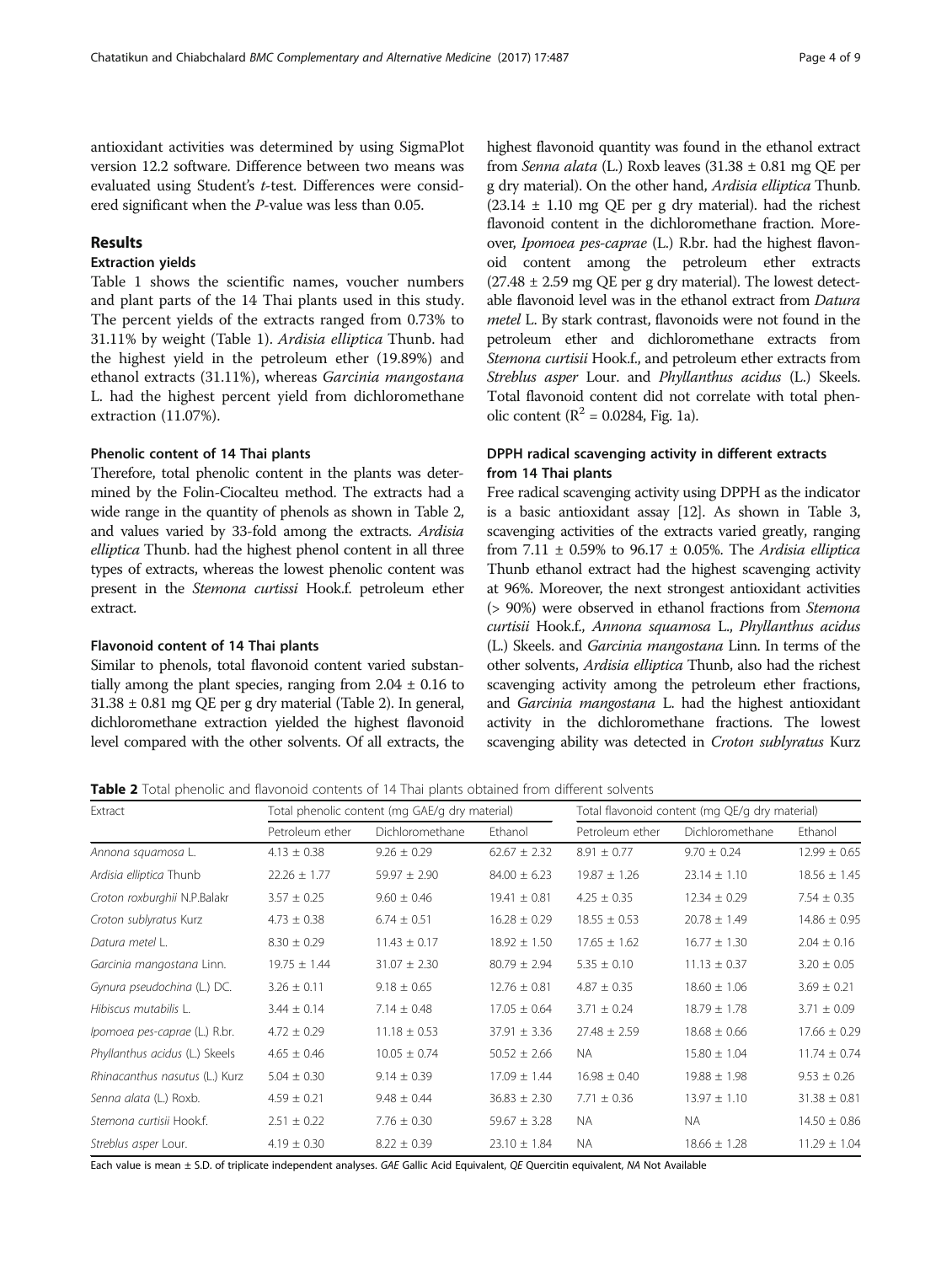antioxidant activities was determined by using SigmaPlot version 12.2 software. Difference between two means was evaluated using Student's *t*-test. Differences were considered significant when the *P*-value was less than 0.05.

## Results

### Extraction yields

Table 1 shows the scientific names, voucher numbers and plant parts of the 14 Thai plants used in this study. The percent yields of the extracts ranged from 0.73% to 31.11% by weight (Table 1). *Ardisia elliptica* Thunb. had the highest yield in the petroleum ether (19.89%) and ethanol extracts (31.11%), whereas *Garcinia mangostana* L. had the highest percent yield from dichloromethane extraction (11.07%).

### Phenolic content of 14 Thai plants

Therefore, total phenolic content in the plants was determined by the Folin-Ciocalteu method. The extracts had a wide range in the quantity of phenols as shown in Table 2, and values varied by 33-fold among the extracts. *Ardisia elliptica* Thunb. had the highest phenol content in all three types of extracts, whereas the lowest phenolic content was present in the *Stemona curtissi* Hook.f. petroleum ether extract.

### Flavonoid content of 14 Thai plants

Similar to phenols, total flavonoid content varied substantially among the plant species, ranging from 2.04 ± 0.16 to 31.38 ± 0.81 mg QE per g dry material (Table 2). In general, dichloromethane extraction yielded the highest flavonoid level compared with the other solvents. Of all extracts, the highest flavonoid quantity was found in the ethanol extract from *Senna alata* (L.) Roxb leaves (31.38 ± 0.81 mg QE per g dry material). On the other hand, *Ardisia elliptica* Thunb. (23.14 ± 1.10 mg QE per g dry material). had the richest flavonoid content in the dichloromethane fraction. Moreover, *Ipomoea pes-caprae* (L.) R.br. had the highest flavonoid content among the petroleum ether extracts (27.48 ± 2.59 mg QE per g dry material). The lowest detectable flavonoid level was in the ethanol extract from *Datura metel* L. By stark contrast, flavonoids were not found in the petroleum ether and dichloromethane extracts from *Stemona curtisii* Hook.f., and petroleum ether extracts from *Streblus asper* Lour. and *Phyllanthus acidus* (L.) Skeels. Total flavonoid content did not correlate with total phenolic content ($R^2 = 0.0284$, Fig. 1a).

### DPPH radical scavenging activity in different extracts from 14 Thai plants

Free radical scavenging activity using DPPH as the indicator is a basic antioxidant assay [12]. As shown in Table 3, scavenging activities of the extracts varied greatly, ranging from 7.11 ± 0.59% to 96.17 ± 0.05%. The *Ardisia elliptica* Thunb ethanol extract had the highest scavenging activity at 96%. Moreover, the next strongest antioxidant activities (> 90%) were observed in ethanol fractions from *Stemona curtisii* Hook.f., *Annona squamosa* L., *Phyllanthus acidus* (L.) Skeels. and *Garcinia mangostana* Linn. In terms of the other solvents, *Ardisia elliptica* Thunb, also had the richest scavenging activity among the petroleum ether fractions, and *Garcinia mangostana* L. had the highest antioxidant activity in the dichloromethane fractions. The lowest scavenging ability was detected in *Croton sublyratus* Kurz

**Table 2** Total phenolic and flavonoid contents of 14 Thai plants obtained from different solvents

| Extract | Total phenolic content (mg GAE/g dry material) | | | Total flavonoid content (mg QE/g dry material) | | |
|---|---|---|---|---|---|---|
| | Petroleum ether | Dichloromethane | Ethanol | Petroleum ether | Dichloromethane | Ethanol |
| *Annona squamosa* L. | 4.13 ± 0.38 | 9.26 ± 0.29 | 62.67 ± 2.32 | 8.91 ± 0.77 | 9.70 ± 0.24 | 12.99 ± 0.65 |
| *Ardisia elliptica* Thunb | 22.26 ± 1.77 | 59.97 ± 2.90 | 84.00 ± 6.23 | 19.87 ± 1.26 | 23.14 ± 1.10 | 18.56 ± 1.45 |
| *Croton roxburghii* N.P.Balakr | 3.57 ± 0.25 | 9.60 ± 0.46 | 19.41 ± 0.81 | 4.25 ± 0.35 | 12.34 ± 0.29 | 7.54 ± 0.35 |
| *Croton sublyratus* Kurz | 4.73 ± 0.38 | 6.74 ± 0.51 | 16.28 ± 0.29 | 18.55 ± 0.53 | 20.78 ± 1.49 | 14.86 ± 0.95 |
| *Datura metel* L. | 8.30 ± 0.29 | 11.43 ± 0.17 | 18.92 ± 1.50 | 17.65 ± 1.62 | 16.77 ± 1.30 | 2.04 ± 0.16 |
| *Garcinia mangostana* Linn. | 19.75 ± 1.44 | 31.07 ± 2.30 | 80.79 ± 2.94 | 5.35 ± 0.10 | 11.13 ± 0.37 | 3.20 ± 0.05 |
| *Gynura pseudochina* (L.) DC. | 3.26 ± 0.11 | 9.18 ± 0.65 | 12.76 ± 0.81 | 4.87 ± 0.35 | 18.60 ± 1.06 | 3.69 ± 0.21 |
| *Hibiscus mutabilis* L. | 3.44 ± 0.14 | 7.14 ± 0.48 | 17.05 ± 0.64 | 3.71 ± 0.24 | 18.79 ± 1.78 | 3.71 ± 0.09 |
| *Ipomoea pes-caprae* (L.) R.br. | 4.72 ± 0.29 | 11.18 ± 0.53 | 37.91 ± 3.36 | 27.48 ± 2.59 | 18.68 ± 0.66 | 17.66 ± 0.29 |
| *Phyllanthus acidus* (L.) Skeels | 4.65 ± 0.46 | 10.05 ± 0.74 | 50.52 ± 2.66 | NA | 15.80 ± 1.04 | 11.74 ± 0.74 |
| *Rhinacanthus nasutus* (L.) Kurz | 5.04 ± 0.30 | 9.14 ± 0.39 | 17.09 ± 1.44 | 16.98 ± 0.40 | 19.88 ± 1.98 | 9.53 ± 0.26 |
| *Senna alata* (L.) Roxb. | 4.59 ± 0.21 | 9.48 ± 0.44 | 36.83 ± 2.30 | 7.71 ± 0.36 | 13.97 ± 1.10 | 31.38 ± 0.81 |
| *Stemona curtisii* Hook.f. | 2.51 ± 0.22 | 7.76 ± 0.30 | 59.67 ± 3.28 | NA | NA | 14.50 ± 0.86 |
| *Streblus asper* Lour. | 4.19 ± 0.30 | 8.22 ± 0.39 | 23.10 ± 1.84 | NA | 18.66 ± 1.28 | 11.29 ± 1.04 |

Each value is mean ± S.D. of triplicate independent analyses. *GAE* Gallic Acid Equivalent, *QE* Quercitin equivalent, *NA* Not Available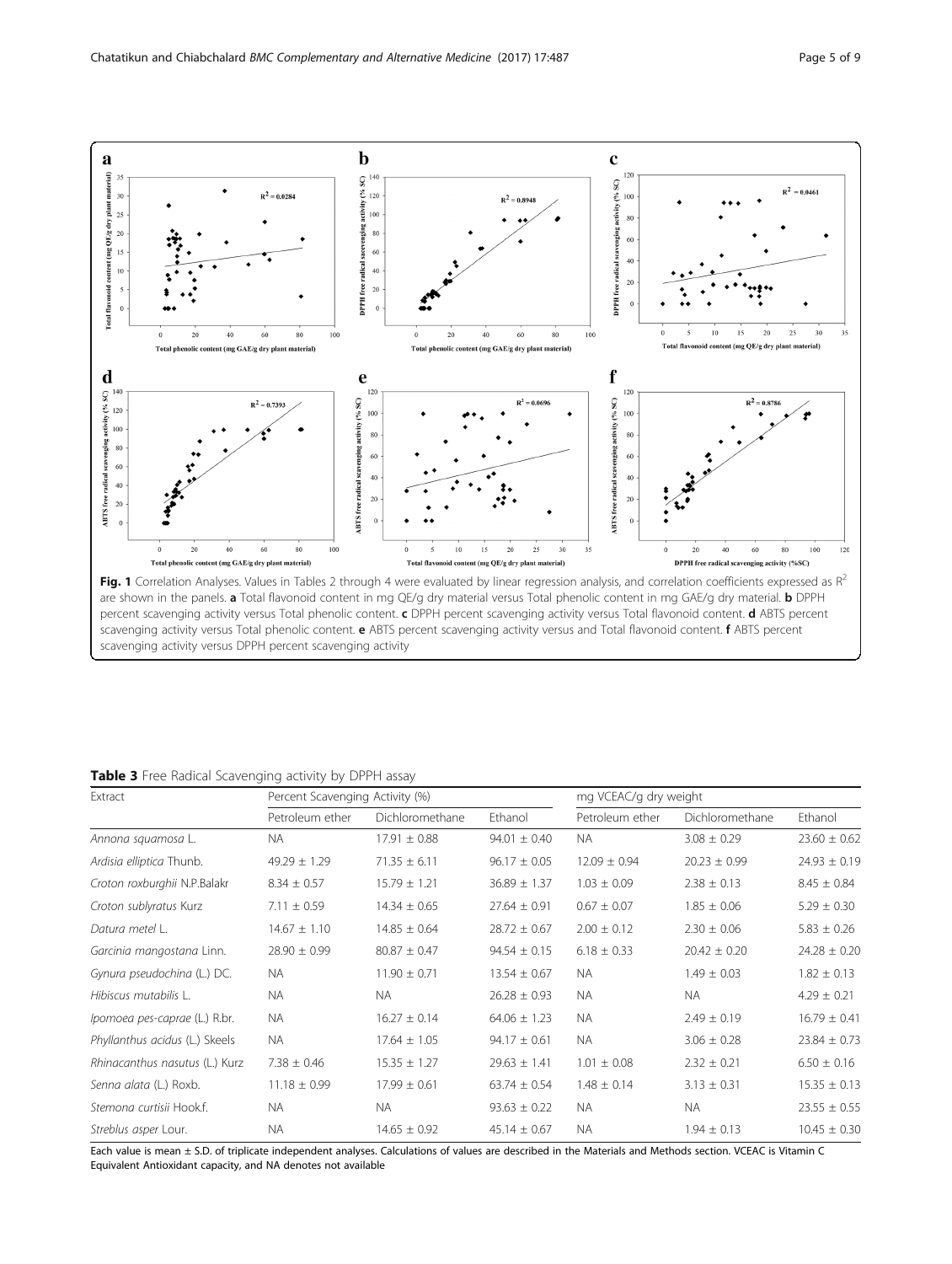**Fig. 1** Correlation Analyses. Values in Tables 2 through 4 were evaluated by linear regression analysis, and correlation coefficients expressed as $R^2$ are shown in the panels. **a** Total flavonoid content in mg QE/g dry material versus Total phenolic content in mg GAE/g dry material. **b** DPPH percent scavenging activity versus Total phenolic content. **c** DPPH percent scavenging activity versus Total flavonoid content. **d** ABTS percent scavenging activity versus Total phenolic content. **e** ABTS percent scavenging activity versus and Total flavonoid content. **f** ABTS percent scavenging activity versus DPPH percent scavenging activity

**Table 3** Free Radical Scavenging activity by DPPH assay

| Extract | Percent Scavenging Activity (%) | | | mg VCEAC/g dry weight | | |
|---|---|---|---|---|---|---|
| | Petroleum ether | Dichloromethane | Ethanol | Petroleum ether | Dichloromethane | Ethanol |
| *Annona squamosa* L. | NA | 17.91 ± 0.88 | 94.01 ± 0.40 | NA | 3.08 ± 0.29 | 23.60 ± 0.62 |
| *Ardisia elliptica* Thunb. | 49.29 ± 1.29 | 71.35 ± 6.11 | 96.17 ± 0.05 | 12.09 ± 0.94 | 20.23 ± 0.99 | 24.93 ± 0.19 |
| *Croton roxburghii* N.P.Balakr | 8.34 ± 0.57 | 15.79 ± 1.21 | 36.89 ± 1.37 | 1.03 ± 0.09 | 2.38 ± 0.13 | 8.45 ± 0.84 |
| *Croton sublyratus* Kurz | 7.11 ± 0.59 | 14.34 ± 0.65 | 27.64 ± 0.91 | 0.67 ± 0.07 | 1.85 ± 0.06 | 5.29 ± 0.30 |
| *Datura metel* L. | 14.67 ± 1.10 | 14.85 ± 0.64 | 28.72 ± 0.67 | 2.00 ± 0.12 | 2.30 ± 0.06 | 5.83 ± 0.26 |
| *Garcinia mangostana* Linn. | 28.90 ± 0.99 | 80.87 ± 0.47 | 94.54 ± 0.15 | 6.18 ± 0.33 | 20.42 ± 0.20 | 24.28 ± 0.20 |
| *Gynura pseudochina* (L.) DC. | NA | 11.90 ± 0.71 | 13.54 ± 0.67 | NA | 1.49 ± 0.03 | 1.82 ± 0.13 |
| *Hibiscus mutabilis* L. | NA | NA | 26.28 ± 0.93 | NA | NA | 4.29 ± 0.21 |
| *Ipomoea pes-caprae* (L.) R.br. | NA | 16.27 ± 0.14 | 64.06 ± 1.23 | NA | 2.49 ± 0.19 | 16.79 ± 0.41 |
| *Phyllanthus acidus* (L.) Skeels | NA | 17.64 ± 1.05 | 94.17 ± 0.61 | NA | 3.06 ± 0.28 | 23.84 ± 0.73 |
| *Rhinacanthus nasutus* (L.) Kurz | 7.38 ± 0.46 | 15.35 ± 1.27 | 29.63 ± 1.41 | 1.01 ± 0.08 | 2.32 ± 0.21 | 6.50 ± 0.16 |
| *Senna alata* (L.) Roxb. | 11.18 ± 0.99 | 17.99 ± 0.61 | 63.74 ± 0.54 | 1.48 ± 0.14 | 3.13 ± 0.31 | 15.35 ± 0.13 |
| *Stemona curtisii* Hook.f. | NA | NA | 93.63 ± 0.22 | NA | NA | 23.55 ± 0.55 |
| *Streblus asper* Lour. | NA | 14.65 ± 0.92 | 45.14 ± 0.67 | NA | 1.94 ± 0.13 | 10.45 ± 0.30 |

Each value is mean ± S.D. of triplicate independent analyses. Calculations of values are described in the Materials and Methods section. VCEAC is Vitamin C Equivalent Antioxidant capacity, and NA denotes not available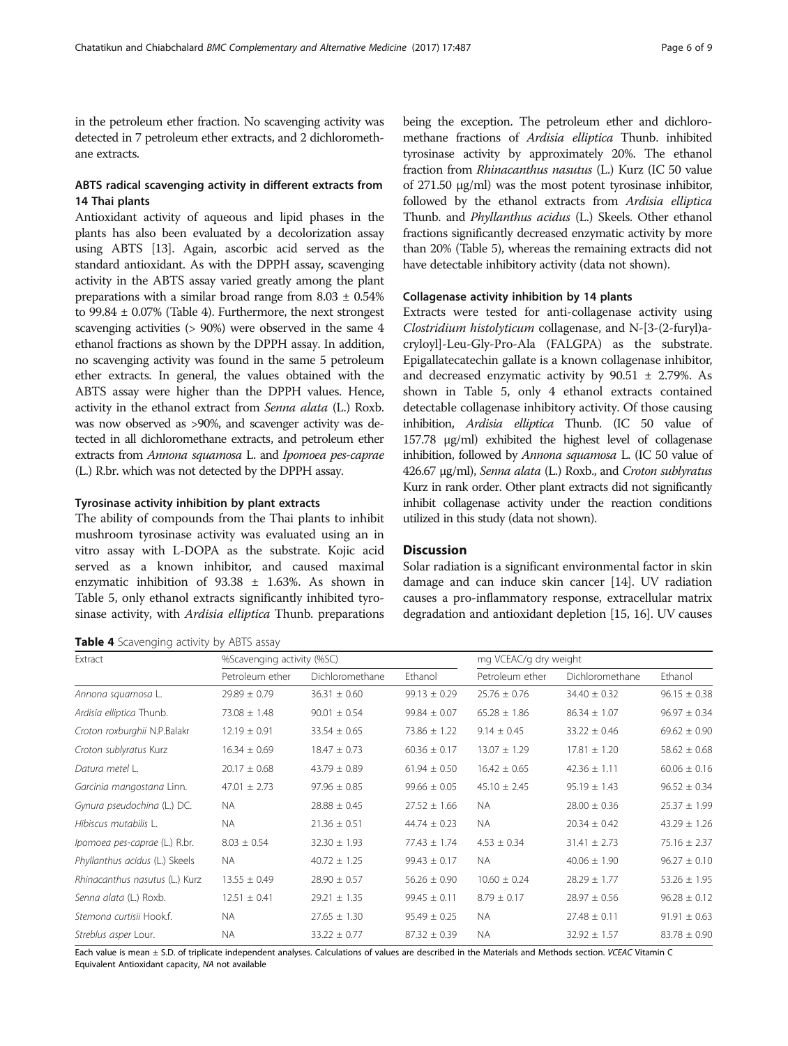in the petroleum ether fraction. No scavenging activity was detected in 7 petroleum ether extracts, and 2 dichloromethane extracts.

### ABTS radical scavenging activity in different extracts from 14 Thai plants

Antioxidant activity of aqueous and lipid phases in the plants has also been evaluated by a decolorization assay using ABTS [13]. Again, ascorbic acid served as the standard antioxidant. As with the DPPH assay, scavenging activity in the ABTS assay varied greatly among the plant preparations with a similar broad range from 8.03 ± 0.54% to 99.84 ± 0.07% (Table 4). Furthermore, the next strongest scavenging activities (> 90%) were observed in the same 4 ethanol fractions as shown by the DPPH assay. In addition, no scavenging activity was found in the same 5 petroleum ether extracts. In general, the values obtained with the ABTS assay were higher than the DPPH values. Hence, activity in the ethanol extract from *Senna alata* (L.) Roxb. was now observed as >90%, and scavenger activity was detected in all dichloromethane extracts, and petroleum ether extracts from *Annona squamosa* L. and *Ipomoea pes-caprae* (L.) R.br. which was not detected by the DPPH assay.

### Tyrosinase activity inhibition by plant extracts

The ability of compounds from the Thai plants to inhibit mushroom tyrosinase activity was evaluated using an in vitro assay with L-DOPA as the substrate. Kojic acid served as a known inhibitor, and caused maximal enzymatic inhibition of 93.38 ± 1.63%. As shown in Table 5, only ethanol extracts significantly inhibited tyrosinase activity, with *Ardisia elliptica* Thunb. preparations being the exception. The petroleum ether and dichloromethane fractions of *Ardisia elliptica* Thunb. inhibited tyrosinase activity by approximately 20%. The ethanol fraction from *Rhinacanthus nasutus* (L.) Kurz (IC 50 value of 271.50 μg/ml) was the most potent tyrosinase inhibitor, followed by the ethanol extracts from *Ardisia elliptica* Thunb. and *Phyllanthus acidus* (L.) Skeels. Other ethanol fractions significantly decreased enzymatic activity by more than 20% (Table 5), whereas the remaining extracts did not have detectable inhibitory activity (data not shown).

### Collagenase activity inhibition by 14 plants

Extracts were tested for anti-collagenase activity using *Clostridium histolyticum* collagenase, and N-[3-(2-furyl)acryloyl]-Leu-Gly-Pro-Ala (FALGPA) as the substrate. Epigallatecatechin gallate is a known collagenase inhibitor, and decreased enzymatic activity by 90.51 ± 2.79%. As shown in Table 5, only 4 ethanol extracts contained detectable collagenase inhibitory activity. Of those causing inhibition, *Ardisia elliptica* Thunb. (IC 50 value of 157.78 μg/ml) exhibited the highest level of collagenase inhibition, followed by *Annona squamosa* L. (IC 50 value of 426.67 μg/ml), *Senna alata* (L.) Roxb., and *Croton sublyratus* Kurz in rank order. Other plant extracts did not significantly inhibit collagenase activity under the reaction conditions utilized in this study (data not shown).

## Discussion

Solar radiation is a significant environmental factor in skin damage and can induce skin cancer [14]. UV radiation causes a pro-inflammatory response, extracellular matrix degradation and antioxidant depletion [15, 16]. UV causes

**Table 4** Scavenging activity by ABTS assay

| Extract | %Scavenging activity (%SC) | | | mg VCEAC/g dry weight | | |
|---|---|---|---|---|---|---|
| | Petroleum ether | Dichloromethane | Ethanol | Petroleum ether | Dichloromethane | Ethanol |
| *Annona squamosa* L. | 29.89 ± 0.79 | 36.31 ± 0.60 | 99.13 ± 0.29 | 25.76 ± 0.76 | 34.40 ± 0.32 | 96.15 ± 0.38 |
| *Ardisia elliptica* Thunb. | 73.08 ± 1.48 | 90.01 ± 0.54 | 99.84 ± 0.07 | 65.28 ± 1.86 | 86.34 ± 1.07 | 96.97 ± 0.34 |
| *Croton roxburghii* N.P.Balakr | 12.19 ± 0.91 | 33.54 ± 0.65 | 73.86 ± 1.22 | 9.14 ± 0.45 | 33.22 ± 0.46 | 69.62 ± 0.90 |
| *Croton sublyratus* Kurz | 16.34 ± 0.69 | 18.47 ± 0.73 | 60.36 ± 0.17 | 13.07 ± 1.29 | 17.81 ± 1.20 | 58.62 ± 0.68 |
| *Datura metel* L. | 20.17 ± 0.68 | 43.79 ± 0.89 | 61.94 ± 0.50 | 16.42 ± 0.65 | 42.36 ± 1.11 | 60.06 ± 0.16 |
| *Garcinia mangostana* Linn. | 47.01 ± 2.73 | 97.96 ± 0.85 | 99.66 ± 0.05 | 45.10 ± 2.45 | 95.19 ± 1.43 | 96.52 ± 0.34 |
| *Gynura pseudochina* (L.) DC. | NA | 28.88 ± 0.45 | 27.52 ± 1.66 | NA | 28.00 ± 0.36 | 25.37 ± 1.99 |
| *Hibiscus mutabilis* L. | NA | 21.36 ± 0.51 | 44.74 ± 0.23 | NA | 20.34 ± 0.42 | 43.29 ± 1.26 |
| *Ipomoea pes-caprae* (L.) R.br. | 8.03 ± 0.54 | 32.30 ± 1.93 | 77.43 ± 1.74 | 4.53 ± 0.34 | 31.41 ± 2.73 | 75.16 ± 2.37 |
| *Phyllanthus acidus* (L.) Skeels | NA | 40.72 ± 1.25 | 99.43 ± 0.17 | NA | 40.06 ± 1.90 | 96.27 ± 0.10 |
| *Rhinacanthus nasutus* (L.) Kurz | 13.55 ± 0.49 | 28.90 ± 0.57 | 56.26 ± 0.90 | 10.60 ± 0.24 | 28.29 ± 1.77 | 53.26 ± 1.95 |
| *Senna alata* (L.) Roxb. | 12.51 ± 0.41 | 29.21 ± 1.35 | 99.45 ± 0.11 | 8.79 ± 0.17 | 28.97 ± 0.56 | 96.28 ± 0.12 |
| *Stemona curtisii* Hook.f. | NA | 27.65 ± 1.30 | 95.49 ± 0.25 | NA | 27.48 ± 0.11 | 91.91 ± 0.63 |
| *Streblus asper* Lour. | NA | 33.22 ± 0.77 | 87.32 ± 0.39 | NA | 32.92 ± 1.57 | 83.78 ± 0.90 |

Each value is mean ± S.D. of triplicate independent analyses. Calculations of values are described in the Materials and Methods section. *VCEAC* Vitamin C Equivalent Antioxidant capacity, *NA* not available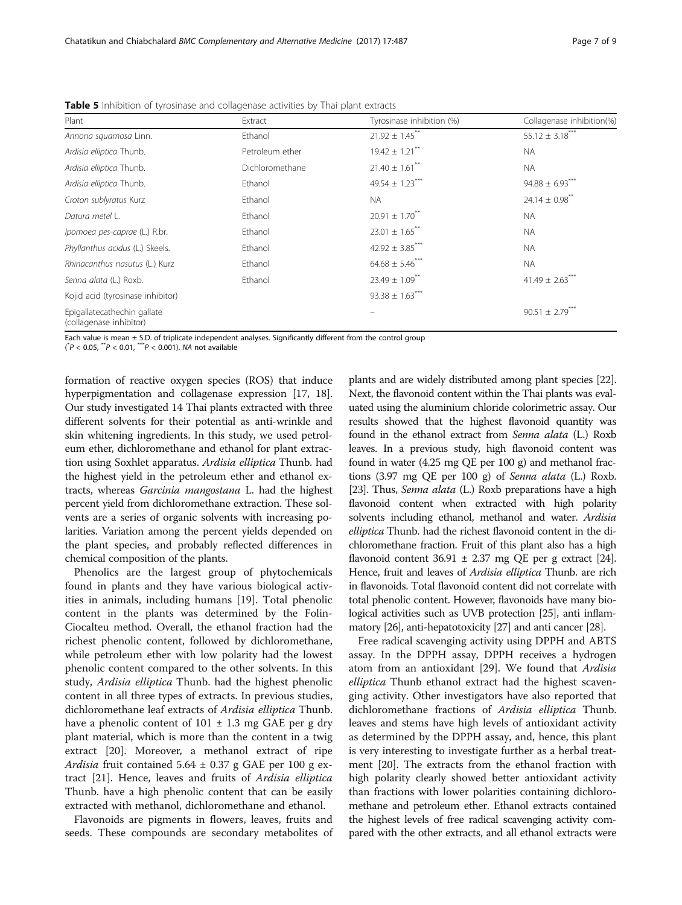**Table 5** Inhibition of tyrosinase and collagenase activities by Thai plant extracts

| Plant | Extract | Tyrosinase inhibition (%) | Collagenase inhibition(%) |
|---|---|---|---|
| *Annona squamosa* Linn. | Ethanol | 21.92 ± 1.45** | 55.12 ± 3.18*** |
| *Ardisia elliptica* Thunb. | Petroleum ether | 19.42 ± 1.21** | NA |
| *Ardisia elliptica* Thunb. | Dichloromethane | 21.40 ± 1.61** | NA |
| *Ardisia elliptica* Thunb. | Ethanol | 49.54 ± 1.23*** | 94.88 ± 6.93*** |
| *Croton sublyratus* Kurz | Ethanol | NA | 24.14 ± 0.98** |
| *Datura metel* L. | Ethanol | 20.91 ± 1.70** | NA |
| *Ipomoea pes-caprae* (L.) R.br. | Ethanol | 23.01 ± 1.65** | NA |
| *Phyllanthus acidus* (L.) Skeels. | Ethanol | 42.92 ± 3.85*** | NA |
| *Rhinacanthus nasutus* (L.) Kurz | Ethanol | 64.68 ± 5.46*** | NA |
| *Senna alata* (L.) Roxb. | Ethanol | 23.49 ± 1.09** | 41.49 ± 2.63*** |
| Kojic acid (tyrosinase inhibitor) | | 93.38 ± 1.63*** | |
| Epigallatecathechin gallate (collagenase inhibitor) | | – | 90.51 ± 2.79*** |

Each value is mean ± S.D. of triplicate independent analyses. Significantly different from the control group
(*$P < 0.05$, **$P < 0.01$, ***$P < 0.001$). *NA* not available

formation of reactive oxygen species (ROS) that induce hyperpigmentation and collagenase expression [17, 18]. Our study investigated 14 Thai plants extracted with three different solvents for their potential as anti-wrinkle and skin whitening ingredients. In this study, we used petroleum ether, dichloromethane and ethanol for plant extraction using Soxhlet apparatus. *Ardisia elliptica* Thunb. had the highest yield in the petroleum ether and ethanol extracts, whereas *Garcinia mangostana* L. had the highest percent yield from dichloromethane extraction. These solvents are a series of organic solvents with increasing polarities. Variation among the percent yields depended on the plant species, and probably reflected differences in chemical composition of the plants.

Phenolics are the largest group of phytochemicals found in plants and they have various biological activities in animals, including humans [19]. Total phenolic content in the plants was determined by the Folin-Ciocalteu method. Overall, the ethanol fraction had the richest phenolic content, followed by dichloromethane, while petroleum ether with low polarity had the lowest phenolic content compared to the other solvents. In this study, *Ardisia elliptica* Thunb. had the highest phenolic content in all three types of extracts. In previous studies, dichloromethane leaf extracts of *Ardisia elliptica* Thunb. have a phenolic content of 101 ± 1.3 mg GAE per g dry plant material, which is more than the content in a twig extract [20]. Moreover, a methanol extract of ripe *Ardisia* fruit contained 5.64 ± 0.37 g GAE per 100 g extract [21]. Hence, leaves and fruits of *Ardisia elliptica* Thunb. have a high phenolic content that can be easily extracted with methanol, dichloromethane and ethanol.

Flavonoids are pigments in flowers, leaves, fruits and seeds. These compounds are secondary metabolites of plants and are widely distributed among plant species [22]. Next, the flavonoid content within the Thai plants was evaluated using the aluminium chloride colorimetric assay. Our results showed that the highest flavonoid quantity was found in the ethanol extract from *Senna alata* (L.) Roxb leaves. In a previous study, high flavonoid content was found in water (4.25 mg QE per 100 g) and methanol fractions (3.97 mg QE per 100 g) of *Senna alata* (L.) Roxb. [23]. Thus, *Senna alata* (L.) Roxb preparations have a high flavonoid content when extracted with high polarity solvents including ethanol, methanol and water. *Ardisia elliptica* Thunb. had the richest flavonoid content in the dichloromethane fraction. Fruit of this plant also has a high flavonoid content 36.91 ± 2.37 mg QE per g extract [24]. Hence, fruit and leaves of *Ardisia elliptica* Thunb. are rich in flavonoids. Total flavonoid content did not correlate with total phenolic content. However, flavonoids have many biological activities such as UVB protection [25], anti inflammatory [26], anti-hepatotoxicity [27] and anti cancer [28].

Free radical scavenging activity using DPPH and ABTS assay. In the DPPH assay, DPPH receives a hydrogen atom from an antioxidant [29]. We found that *Ardisia elliptica* Thunb ethanol extract had the highest scavenging activity. Other investigators have also reported that dichloromethane fractions of *Ardisia elliptica* Thunb. leaves and stems have high levels of antioxidant activity as determined by the DPPH assay, and, hence, this plant is very interesting to investigate further as a herbal treatment [20]. The extracts from the ethanol fraction with high polarity clearly showed better antioxidant activity than fractions with lower polarities containing dichloromethane and petroleum ether. Ethanol extracts contained the highest levels of free radical scavenging activity compared with the other extracts, and all ethanol extracts were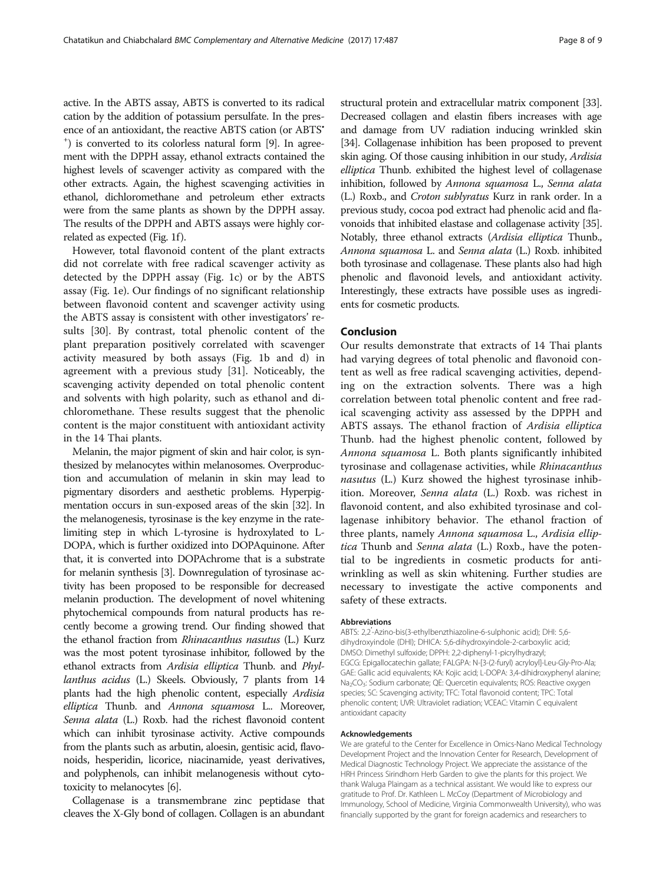active. In the ABTS assay, ABTS is converted to its radical cation by the addition of potassium persulfate. In the presence of an antioxidant, the reactive ABTS cation (or $ABTS^{•+}$) is converted to its colorless natural form [9]. In agreement with the DPPH assay, ethanol extracts contained the highest levels of scavenger activity as compared with the other extracts. Again, the highest scavenging activities in ethanol, dichloromethane and petroleum ether extracts were from the same plants as shown by the DPPH assay. The results of the DPPH and ABTS assays were highly correlated as expected (Fig. 1f).

However, total flavonoid content of the plant extracts did not correlate with free radical scavenger activity as detected by the DPPH assay (Fig. 1c) or by the ABTS assay (Fig. 1e). Our findings of no significant relationship between flavonoid content and scavenger activity using the ABTS assay is consistent with other investigators' results [30]. By contrast, total phenolic content of the plant preparation positively correlated with scavenger activity measured by both assays (Fig. 1b and d) in agreement with a previous study [31]. Noticeably, the scavenging activity depended on total phenolic content and solvents with high polarity, such as ethanol and dichloromethane. These results suggest that the phenolic content is the major constituent with antioxidant activity in the 14 Thai plants.

Melanin, the major pigment of skin and hair color, is synthesized by melanocytes within melanosomes. Overproduction and accumulation of melanin in skin may lead to pigmentary disorders and aesthetic problems. Hyperpigmentation occurs in sun-exposed areas of the skin [32]. In the melanogenesis, tyrosinase is the key enzyme in the rate-limiting step in which L-tyrosine is hydroxylated to L-DOPA, which is further oxidized into DOPAquinone. After that, it is converted into DOPAchrome that is a substrate for melanin synthesis [3]. Downregulation of tyrosinase activity has been proposed to be responsible for decreased melanin production. The development of novel whitening phytochemical compounds from natural products has recently become a growing trend. Our finding showed that the ethanol fraction from *Rhinacanthus nasutus* (L.) Kurz was the most potent tyrosinase inhibitor, followed by the ethanol extracts from *Ardisia elliptica* Thunb. and *Phyllanthus acidus* (L.) Skeels. Obviously, 7 plants from 14 plants had the high phenolic content, especially *Ardisia elliptica* Thunb. and *Annona squamosa* L.. Moreover, *Senna alata* (L.) Roxb. had the richest flavonoid content which can inhibit tyrosinase activity. Active compounds from the plants such as arbutin, aloesin, gentisic acid, flavonoids, hesperidin, licorice, niacinamide, yeast derivatives, and polyphenols, can inhibit melanogenesis without cytotoxicity to melanocytes [6].

Collagenase is a transmembrane zinc peptidase that cleaves the X-Gly bond of collagen. Collagen is an abundant structural protein and extracellular matrix component [33]. Decreased collagen and elastin fibers increases with age and damage from UV radiation inducing wrinkled skin [34]. Collagenase inhibition has been proposed to prevent skin aging. Of those causing inhibition in our study, *Ardisia elliptica* Thunb. exhibited the highest level of collagenase inhibition, followed by *Annona squamosa* L., *Senna alata* (L.) Roxb., and *Croton sublyratus* Kurz in rank order. In a previous study, cocoa pod extract had phenolic acid and flavonoids that inhibited elastase and collagenase activity [35]. Notably, three ethanol extracts (*Ardisia elliptica* Thunb., *Annona squamosa* L. and *Senna alata* (L.) Roxb. inhibited both tyrosinase and collagenase. These plants also had high phenolic and flavonoid levels, and antioxidant activity. Interestingly, these extracts have possible uses as ingredients for cosmetic products.

## Conclusion

Our results demonstrate that extracts of 14 Thai plants had varying degrees of total phenolic and flavonoid content as well as free radical scavenging activities, depending on the extraction solvents. There was a high correlation between total phenolic content and free radical scavenging activity ass assessed by the DPPH and ABTS assays. The ethanol fraction of *Ardisia elliptica* Thunb. had the highest phenolic content, followed by *Annona squamosa* L. Both plants significantly inhibited tyrosinase and collagenase activities, while *Rhinacanthus nasutus* (L.) Kurz showed the highest tyrosinase inhibition. Moreover, *Senna alata* (L.) Roxb. was richest in flavonoid content, and also exhibited tyrosinase and collagenase inhibitory behavior. The ethanol fraction of three plants, namely *Annona squamosa* L., *Ardisia elliptica* Thunb and *Senna alata* (L.) Roxb., have the potential to be ingredients in cosmetic products for anti-wrinkling as well as skin whitening. Further studies are necessary to investigate the active components and safety of these extracts.

#### Abbreviations

ABTS: 2,2'-Azino-bis(3-ethylbenzthiazoline-6-sulphonic acid); DHI: 5,6-dihydroxyindole (DHI); DHICA: 5,6-dihydroxyindole-2-carboxylic acid; DMSO: Dimethyl sulfoxide; DPPH: 2,2-diphenyl-1-picrylhydrazyl; EGCG: Epigallocatechin gallate; FALGPA: N-[3-(2-furyl) acryloyl]-Leu-Gly-Pro-Ala; GAE: Gallic acid equivalents; KA: Kojic acid; L-DOPA: 3,4-dihidroxyphenyl alanine; $Na_2CO_3$: Sodium carbonate; QE: Quercetin equivalents; ROS: Reactive oxygen species; SC: Scavenging activity; TFC: Total flavonoid content; TPC: Total phenolic content; UVR: Ultraviolet radiation; VCEAC: Vitamin C equivalent antioxidant capacity

#### Acknowledgements

We are grateful to the Center for Excellence in Omics-Nano Medical Technology Development Project and the Innovation Center for Research, Development of Medical Diagnostic Technology Project. We appreciate the assistance of the HRH Princess Sirindhorn Herb Garden to give the plants for this project. We thank Waluga Plaingam as a technical assistant. We would like to express our gratitude to Prof. Dr. Kathleen L. McCoy (Department of Microbiology and Immunology, School of Medicine, Virginia Commonwealth University), who was financially supported by the grant for foreign academics and researchers to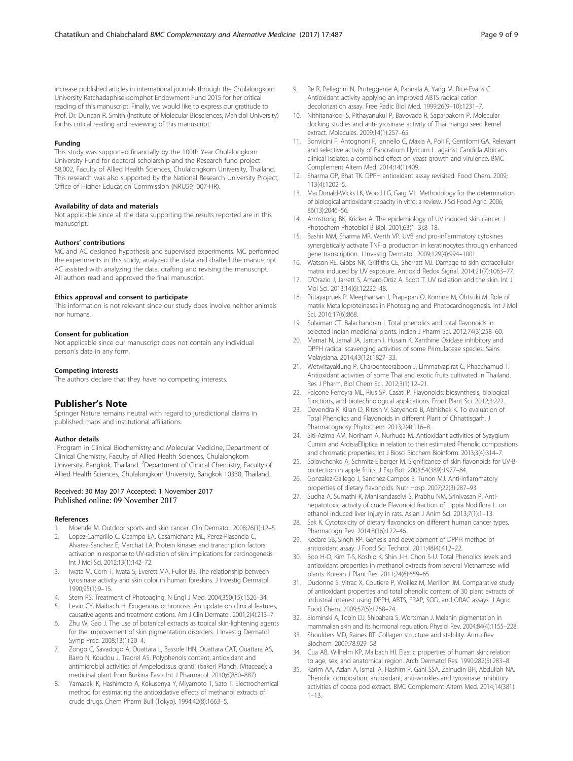increase published articles in international journals through the Chulalongkorn University Ratchadaphiseksomphot Endowment Fund 2015 for her critical reading of this manuscript. Finally, we would like to express our gratitude to Prof. Dr. Duncan R. Smith (Institute of Molecular Biosciences, Mahidol University) for his critical reading and reviewing of this manuscript.

#### Funding
This study was supported financially by the 100th Year Chulalongkorn University Fund for doctoral scholarship and the Research fund project 58,002, Faculty of Allied Health Sciences, Chulalongkorn University, Thailand. This research was also supported by the National Research University Project, Office of Higher Education Commission (NRU59–007-HR).

#### Availability of data and materials
Not applicable since all the data supporting the results reported are in this manuscript.

#### Authors' contributions
MC and AC designed hypothesis and supervised experiments. MC performed the experiments in this study, analyzed the data and drafted the manuscript. AC assisted with analyzing the data, drafting and revising the manuscript. All authors read and approved the final manuscript.

#### Ethics approval and consent to participate
This information is not relevant since our study does involve neither animals nor humans.

#### Consent for publication
Not applicable since our manuscript does not contain any individual person's data in any form.

#### Competing interests
The authors declare that they have no competing interests.

## Publisher's Note
Springer Nature remains neutral with regard to jurisdictional claims in published maps and institutional affiliations.

#### Author details
[1]Program in Clinical Biochemistry and Molecular Medicine, Department of Clinical Chemistry, Faculty of Allied Health Sciences, Chulalongkorn University, Bangkok, Thailand. [2]Department of Clinical Chemistry, Faculty of Allied Health Sciences, Chulalongkorn University, Bangkok 10330, Thailand.

Received: 30 May 2017 Accepted: 1 November 2017
Published online: 09 November 2017

#### References
1. Moehrle M. Outdoor sports and skin cancer. Clin Dermatol. 2008;26(1):12–5.
2. Lopez-Camarillo C, Ocampo EA, Casamichana ML, Perez-Plasencia C, Alvarez-Sanchez E, Marchat LA. Protein kinases and transcription factors activation in response to UV-radiation of skin: implications for carcinogenesis. Int J Mol Sci. 2012;13(1):142–72.
3. Iwata M, Corn T, Iwata S, Everett MA, Fuller BB. The relationship between tyrosinase activity and skin color in human foreskins. J Investig Dermatol. 1990;95(1):9–15.
4. Stern RS. Treatment of Photoaging. N Engl J Med. 2004;350(15):1526–34.
5. Levin CY, Maibach H. Exogenous ochronosis. An update on clinical features, causative agents and treatment options. Am J Clin Dermatol. 2001;2(4):213–7.
6. Zhu W, Gao J. The use of botanical extracts as topical skin-lightening agents for the improvement of skin pigmentation disorders. J Investig Dermatol Symp Proc. 2008;13(1):20–4.
7. Zongo C, Savadogo A, Ouattara L, Bassole IHN, Ouattara CAT, Ouattara AS, Barro N, Koudou J, Traorel AS. Polyphenols content, antioxidant and antimicrobial activities of Ampelocissus grantii (baker) Planch. (Vitaceae): a medicinal plant from Burkina Faso. Int J Pharmacol. 2010;6(880–887)
8. Yamasaki K, Hashimoto A, Kokusenya Y, Miyamoto T, Sato T. Electrochemical method for estimating the antioxidative effects of methanol extracts of crude drugs. Chem Pharm Bull (Tokyo). 1994;42(8):1663–5.
9. Re R, Pellegrini N, Proteggente A, Pannala A, Yang M, Rice-Evans C. Antioxidant activity applying an improved ABTS radical cation decolorization assay. Free Radic Biol Med. 1999;26(9–10):1231–7.
10. Nithitanakool S, Pithayanukul P, Bavovada R, Saparpakorn P. Molecular docking studies and anti-tyrosinase activity of Thai mango seed kernel extract. Molecules. 2009;14(1):257–65.
11. Bonvicini F, Antognoni F, Iannello C, Maxia A, Poli F, Gentilomi GA. Relevant and selective activity of Pancratium Illyricum L. against Candida Albicans clinical isolates: a combined effect on yeast growth and virulence. BMC Complement Altern Med. 2014;14(1):409.
12. Sharma OP, Bhat TK. DPPH antioxidant assay revisited. Food Chem. 2009; 113(4):1202–5.
13. MacDonald-Wicks LK, Wood LG, Garg ML. Methodology for the determination of biological antioxidant capacity in vitro: a review. J Sci Food Agric. 2006; 86(13):2046–56.
14. Armstrong BK, Kricker A. The epidemiology of UV induced skin cancer. J Photochem Photobiol B Biol. 2001;63(1–3):8–18.
15. Bashir MM, Sharma MR, Werth VP. UVB and pro-inflammatory cytokines synergistically activate TNF-α production in keratinocytes through enhanced gene transcription. J Investig Dermatol. 2009;129(4):994–1001.
16. Watson RE, Gibbs NK, Griffiths CE, Sherratt MJ. Damage to skin extracellular matrix induced by UV exposure. Antioxid Redox Signal. 2014;21(7):1063–77.
17. D'Orazio J, Jarrett S, Amaro-Ortiz A, Scott T. UV radiation and the skin. Int J Mol Sci. 2013;14(6):12222–48.
18. Pittayapruek P, Meephansan J, Prapapan O, Komine M, Ohtsuki M. Role of matrix Metalloproteinases in Photoaging and Photocarcinogenesis. Int J Mol Sci. 2016;17(6):868.
19. Sulaiman CT, Balachandran I. Total phenolics and total flavonoids in selected Indian medicinal plants. Indian J Pharm Sci. 2012;74(3):258–60.
20. Mamat N, Jamal JA, Jantan I, Husain K. Xanthine Oxidase inhibitory and DPPH radical scavenging activities of some Primulaceae species. Sains Malaysiana. 2014;43(12):1827–33.
21. Wetwitayaklung P, Charoenteeraboon J, Limmatvapirat C, Phaechamud T. Antioxidant activities of some Thai and exotic fruits cultivated in Thailand. Res J Pharm, Biol Chem Sci. 2012;3(1):12–21.
22. Falcone Ferreyra ML, Rius SP, Casati P. Flavonoids: biosynthesis, biological functions, and biotechnological applications. Front Plant Sci. 2012;3:222.
23. Devendra K, Kiran D, Ritesh V, Satyendra B, Abhishek K. To evaluation of Total Phenolics and Flavonoids in different Plant of Chhattisgarh. J Pharmacognosy Phytochem. 2013;2(4):116–8.
24. Siti-Azima AM, Noriham A, Nurhuda M. Antioxidant activities of Syzygium Cumini and ArdisiaElliptica in relation to their estimated Phenolic compositions and chromatic properties. Int J Biosci Biochem Bioinform. 2013;3(4):314–7.
25. Solovchenko A, Schmitz-Eiberger M. Significance of skin flavonoids for UV-B-protection in apple fruits. J Exp Bot. 2003;54(389):1977–84.
26. Gonzalez-Gallego J, Sanchez-Campos S, Tunon MJ. Anti-inflammatory properties of dietary flavonoids. Nutr Hosp. 2007;22(3):287–93.
27. Sudha A, Sumathi K, Manikandaselvi S, Prabhu NM, Srinivasan P. Anti-hepatotoxic activity of crude Flavonoid fraction of Lippia Nodiflora L. on ethanol induced liver injury in rats. Asian J Anim Sci. 2013;7(1):1–13.
28. Sak K. Cytotoxicity of dietary flavonoids on different human cancer types. Pharmacogn Rev. 2014;8(16):122–46.
29. Kedare SB, Singh RP. Genesis and development of DPPH method of antioxidant assay. J Food Sci Technol. 2011;48(4):412–22.
30. Boo H-O, Kim T-S, Koshio K, Shin J-H, Chon S-U. Total Phenolics levels and antioxidant properties in methanol extracts from several Vietnamese wild plants. Korean J Plant Res. 2011;24(6):659–65.
31. Dudonne S, Vitrac X, Coutiere P, Woillez M, Merillon JM. Comparative study of antioxidant properties and total phenolic content of 30 plant extracts of industrial interest using DPPH, ABTS, FRAP, SOD, and ORAC assays. J Agric Food Chem. 2009;57(5):1768–74.
32. Slominski A, Tobin DJ, Shibahara S, Wortsman J. Melanin pigmentation in mammalian skin and its hormonal regulation. Physiol Rev. 2004;84(4):1155–228.
33. Shoulders MD, Raines RT. Collagen structure and stability. Annu Rev Biochem. 2009;78:929–58.
34. Cua AB, Wilhelm KP, Maibach HI. Elastic properties of human skin: relation to age, sex, and anatomical region. Arch Dermatol Res. 1990;282(5):283–8.
35. Karim AA, Azlan A, Ismail A, Hashim P, Gani SSA, Zainudin BH, Abdullah NA. Phenolic composition, antioxidant, anti-wrinkles and tyrosinase inhibitory activities of cocoa pod extract. BMC Complement Altern Med. 2014;14(381): 1–13.